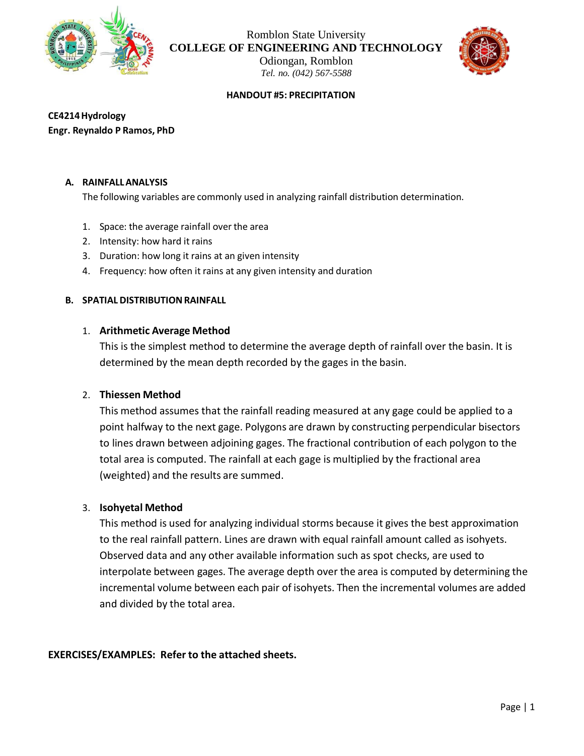Romblon State University
**COLLEGE OF ENGINEERING AND TECHNOLOGY**
Odiongan, Romblon
*Tel. no. (042) 567-5588*

**HANDOUT #5: PRECIPITATION**

**CE4214 Hydrology**
**Engr. Reynaldo P Ramos, PhD**

## A. RAINFALL ANALYSIS

The following variables are commonly used in analyzing rainfall distribution determination.

1. Space: the average rainfall over the area
2. Intensity: how hard it rains
3. Duration: how long it rains at an given intensity
4. Frequency: how often it rains at any given intensity and duration

## B. SPATIAL DISTRIBUTION RAINFALL

1. **Arithmetic Average Method**

   This is the simplest method to determine the average depth of rainfall over the basin. It is determined by the mean depth recorded by the gages in the basin.

2. **Thiessen Method**

   This method assumes that the rainfall reading measured at any gage could be applied to a point halfway to the next gage. Polygons are drawn by constructing perpendicular bisectors to lines drawn between adjoining gages. The fractional contribution of each polygon to the total area is computed. The rainfall at each gage is multiplied by the fractional area (weighted) and the results are summed.

3. **Isohyetal Method**

   This method is used for analyzing individual storms because it gives the best approximation to the real rainfall pattern. Lines are drawn with equal rainfall amount called as isohyets. Observed data and any other available information such as spot checks, are used to interpolate between gages. The average depth over the area is computed by determining the incremental volume between each pair of isohyets. Then the incremental volumes are added and divided by the total area.

**EXERCISES/EXAMPLES: Refer to the attached sheets.**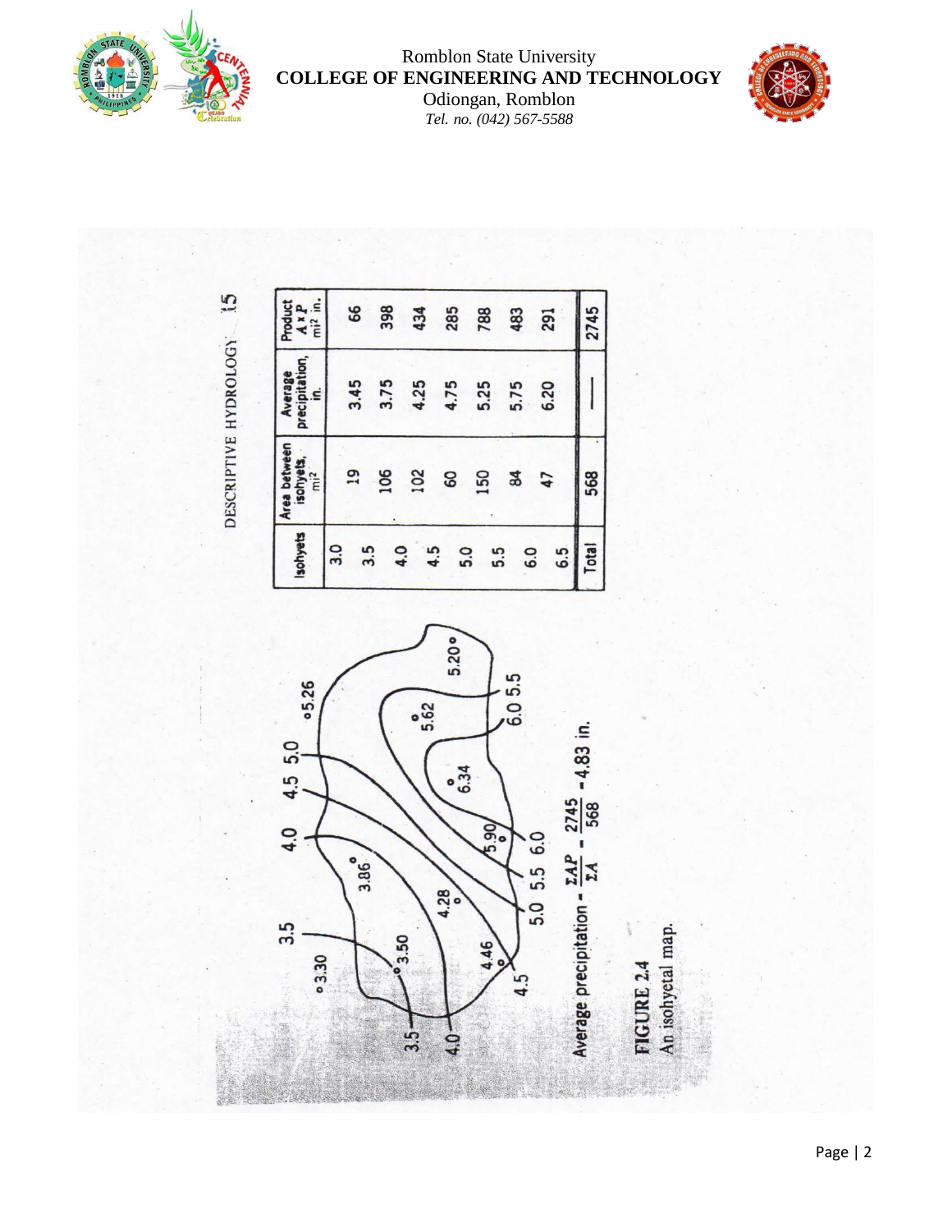DESCRIPTIVE HYDROLOGY 15

| Isohyets | Area between isohyets, mi² | Average precipitation, in. | Product $A \times P$ mi² in. |
|---|---|---|---|
| 3.0 | 19 | 3.45 | 66 |
| 3.5 | 106 | 3.75 | 398 |
| 4.0 | 102 | 4.25 | 434 |
| 4.5 | 60 | 4.75 | 285 |
| 5.0 | 150 | 5.25 | 788 |
| 5.5 | 84 | 5.75 | 483 |
| 6.0 | 47 | 6.20 | 291 |
| 6.5 | | | |
| Total | 568 | — | 2745 |

Average precipitation $= \frac{\Sigma AP}{\Sigma A} = \frac{2745}{568} = 4.83$ in.

**FIGURE 2.4**
An isohyetal map.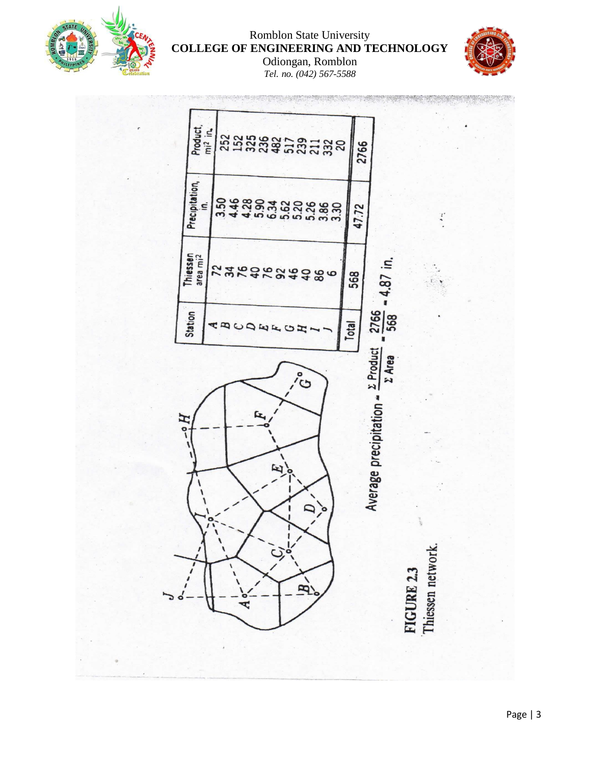| Station | Thiessen area mi² | Precipitation, in. | Product, mi² in. |
|---|---|---|---|
| A | 72 | 3.50 | 252 |
| B | 34 | 4.46 | 152 |
| C | 76 | 4.28 | 325 |
| D | 40 | 5.90 | 236 |
| E | 76 | 6.34 | 482 |
| F | 92 | 5.62 | 517 |
| G | 46 | 5.20 | 239 |
| H | 40 | 5.26 | 211 |
| I | 86 | 3.86 | 332 |
| J | 6 | 3.30 | 20 |
| Total | 568 | 47.72 | 2766 |

$$\text{Average precipitation} = \frac{\Sigma \text{ Product}}{\Sigma \text{ Area}} = \frac{2766}{568} = 4.87 \text{ in.}$$

J

H

A

B

C

D

E

F

G

**FIGURE 2.3**
Thiessen network.